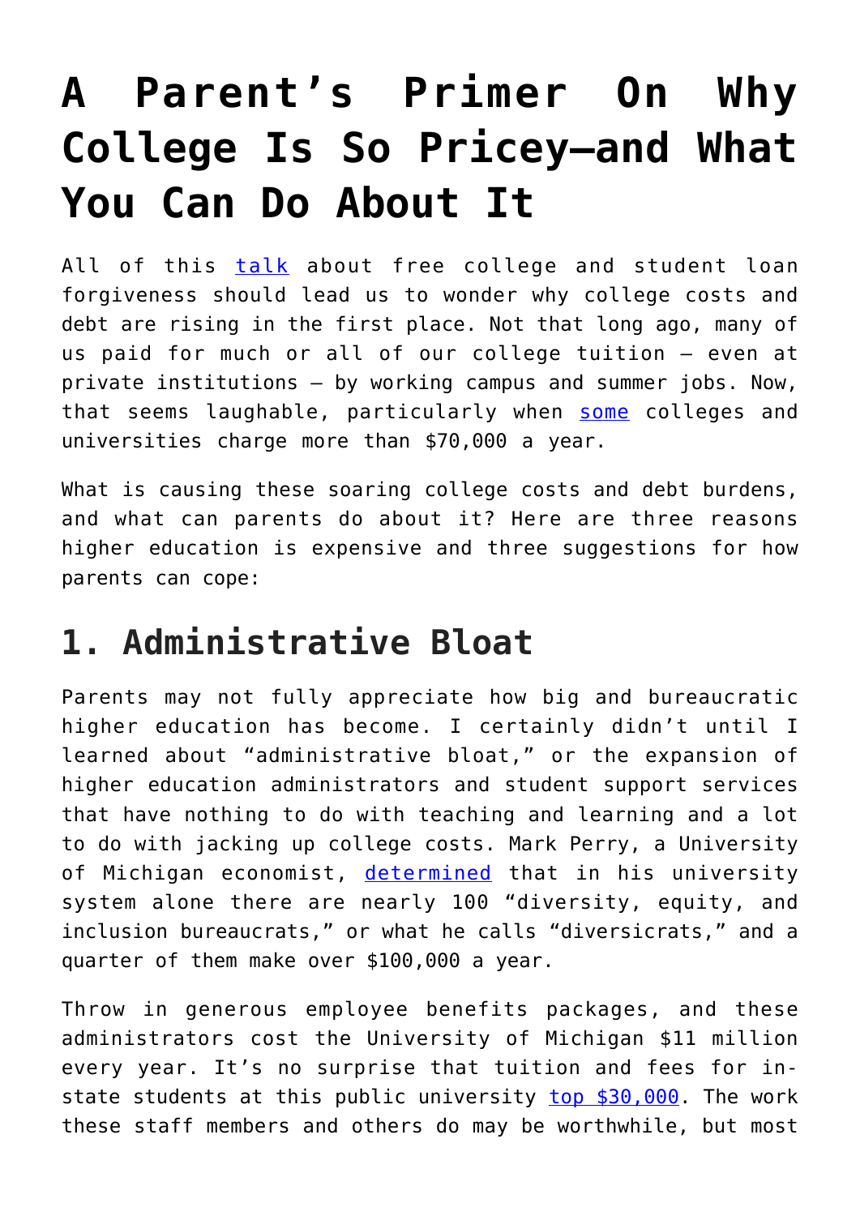# A Parent's Primer On Why College Is So Pricey—and What You Can Do About It

All of this talk about free college and student loan forgiveness should lead us to wonder why college costs and debt are rising in the first place. Not that long ago, many of us paid for much or all of our college tuition – even at private institutions – by working campus and summer jobs. Now, that seems laughable, particularly when some colleges and universities charge more than $70,000 a year.

What is causing these soaring college costs and debt burdens, and what can parents do about it? Here are three reasons higher education is expensive and three suggestions for how parents can cope:

## 1. Administrative Bloat

Parents may not fully appreciate how big and bureaucratic higher education has become. I certainly didn't until I learned about "administrative bloat," or the expansion of higher education administrators and student support services that have nothing to do with teaching and learning and a lot to do with jacking up college costs. Mark Perry, a University of Michigan economist, determined that in his university system alone there are nearly 100 "diversity, equity, and inclusion bureaucrats," or what he calls "diversicrats," and a quarter of them make over $100,000 a year.

Throw in generous employee benefits packages, and these administrators cost the University of Michigan $11 million every year. It's no surprise that tuition and fees for in-state students at this public university top $30,000. The work these staff members and others do may be worthwhile, but most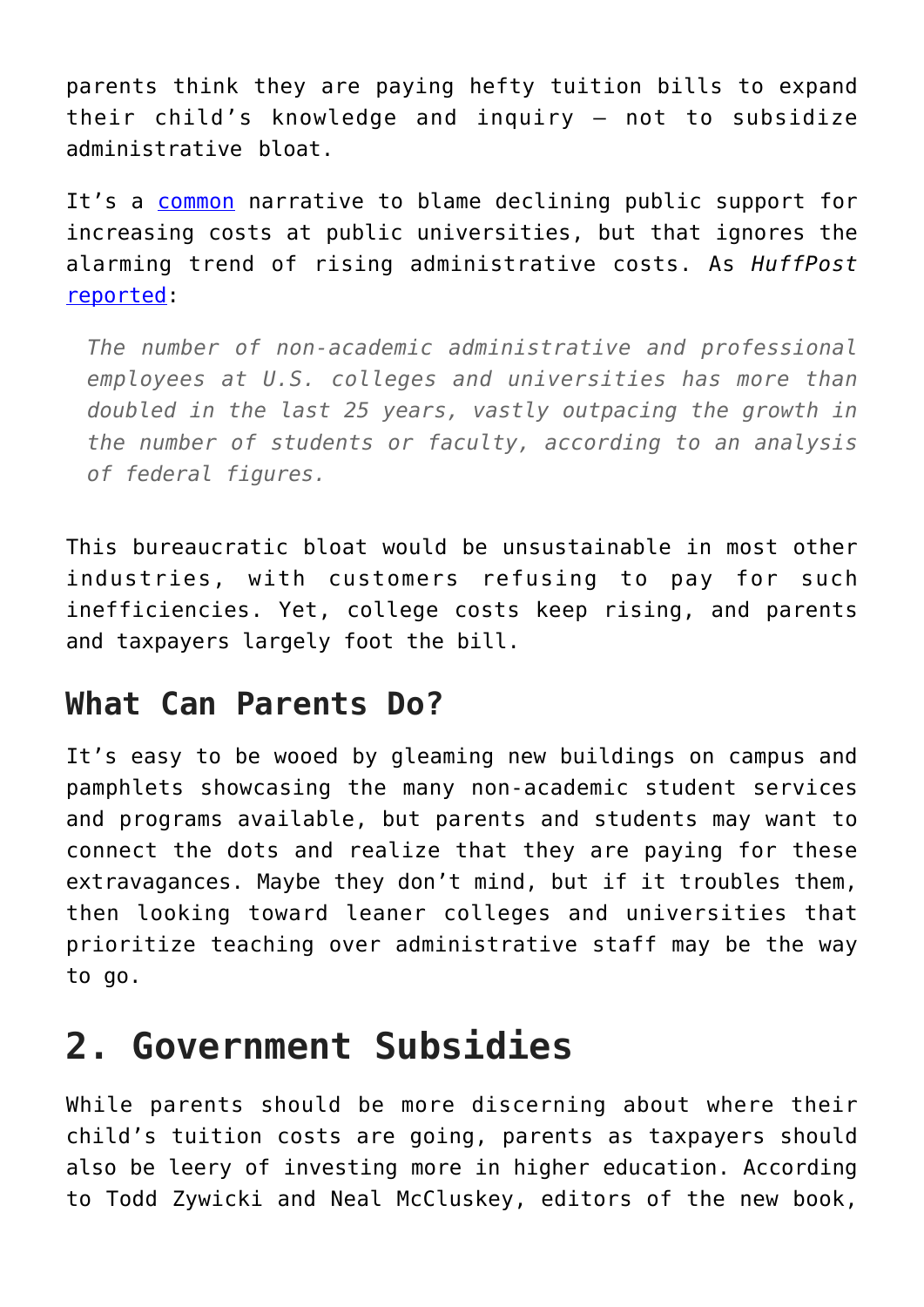parents think they are paying hefty tuition bills to expand their child's knowledge and inquiry – not to subsidize administrative bloat.

It's a common narrative to blame declining public support for increasing costs at public universities, but that ignores the alarming trend of rising administrative costs. As *HuffPost* reported:

> *The number of non-academic administrative and professional employees at U.S. colleges and universities has more than doubled in the last 25 years, vastly outpacing the growth in the number of students or faculty, according to an analysis of federal figures.*

This bureaucratic bloat would be unsustainable in most other industries, with customers refusing to pay for such inefficiencies. Yet, college costs keep rising, and parents and taxpayers largely foot the bill.

### What Can Parents Do?

It's easy to be wooed by gleaming new buildings on campus and pamphlets showcasing the many non-academic student services and programs available, but parents and students may want to connect the dots and realize that they are paying for these extravagances. Maybe they don't mind, but if it troubles them, then looking toward leaner colleges and universities that prioritize teaching over administrative staff may be the way to go.

## 2. Government Subsidies

While parents should be more discerning about where their child's tuition costs are going, parents as taxpayers should also be leery of investing more in higher education. According to Todd Zywicki and Neal McCluskey, editors of the new book,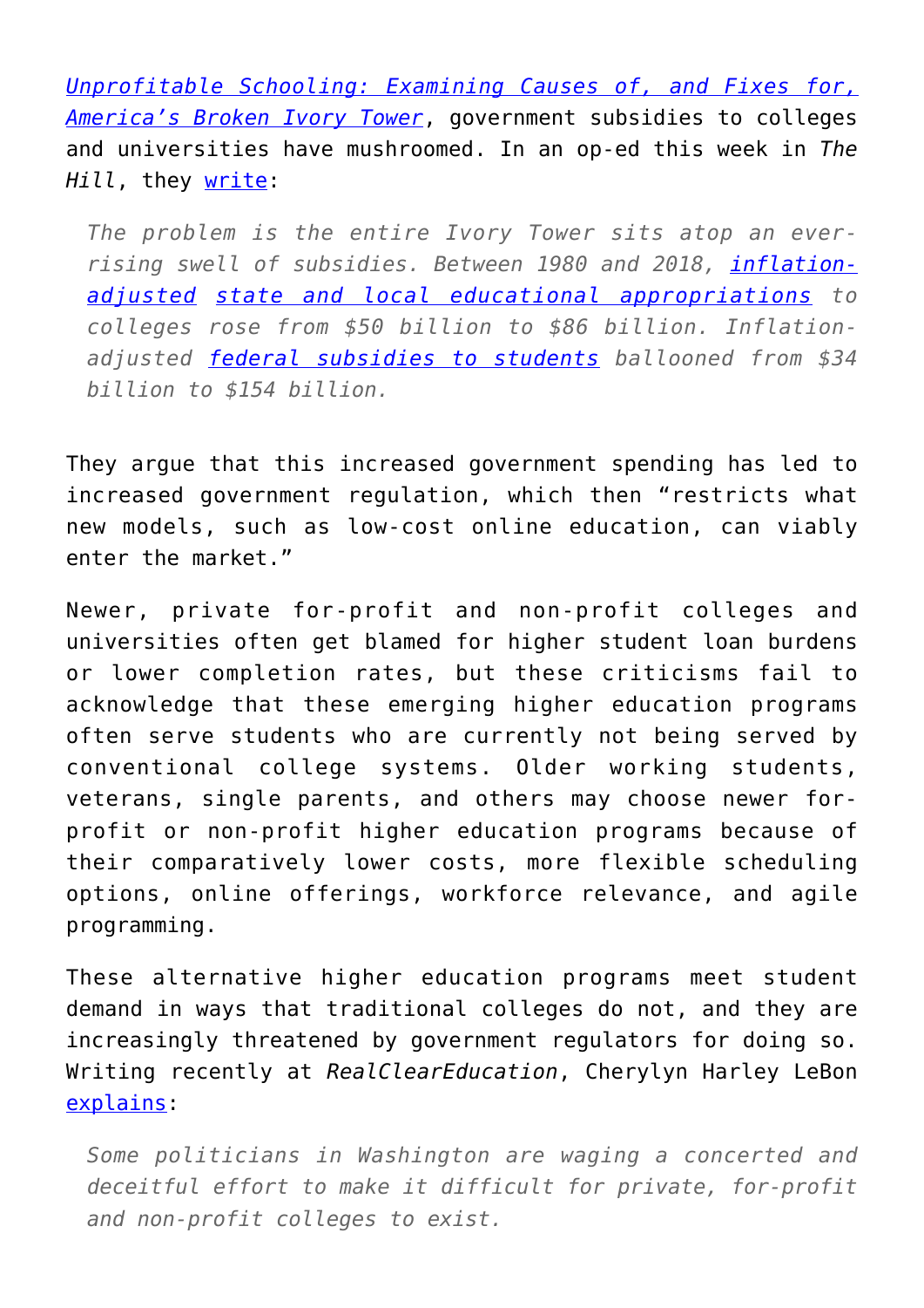*Unprofitable Schooling: Examining Causes of, and Fixes for, America's Broken Ivory Tower*, government subsidies to colleges and universities have mushroomed. In an op-ed this week in *The Hill*, they write:

> *The problem is the entire Ivory Tower sits atop an ever-rising swell of subsidies. Between 1980 and 2018, inflation-adjusted state and local educational appropriations to colleges rose from $50 billion to $86 billion. Inflation-adjusted federal subsidies to students ballooned from $34 billion to $154 billion.*

They argue that this increased government spending has led to increased government regulation, which then "restricts what new models, such as low-cost online education, can viably enter the market."

Newer, private for-profit and non-profit colleges and universities often get blamed for higher student loan burdens or lower completion rates, but these criticisms fail to acknowledge that these emerging higher education programs often serve students who are currently not being served by conventional college systems. Older working students, veterans, single parents, and others may choose newer for-profit or non-profit higher education programs because of their comparatively lower costs, more flexible scheduling options, online offerings, workforce relevance, and agile programming.

These alternative higher education programs meet student demand in ways that traditional colleges do not, and they are increasingly threatened by government regulators for doing so. Writing recently at *RealClearEducation*, Cherylyn Harley LeBon explains:

> *Some politicians in Washington are waging a concerted and deceitful effort to make it difficult for private, for-profit and non-profit colleges to exist.*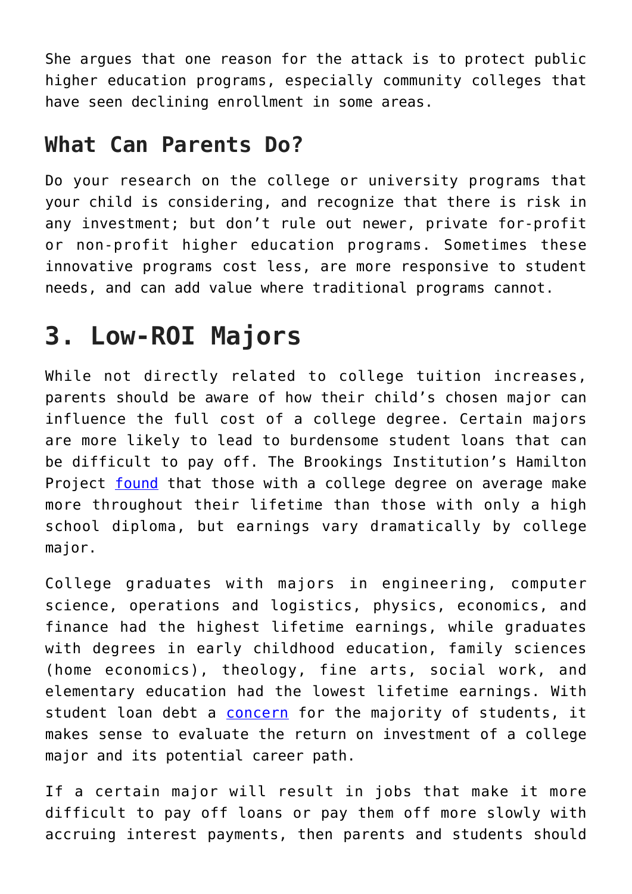She argues that one reason for the attack is to protect public higher education programs, especially community colleges that have seen declining enrollment in some areas.

## What Can Parents Do?

Do your research on the college or university programs that your child is considering, and recognize that there is risk in any investment; but don't rule out newer, private for-profit or non-profit higher education programs. Sometimes these innovative programs cost less, are more responsive to student needs, and can add value where traditional programs cannot.

# 3. Low-ROI Majors

While not directly related to college tuition increases, parents should be aware of how their child's chosen major can influence the full cost of a college degree. Certain majors are more likely to lead to burdensome student loans that can be difficult to pay off. The Brookings Institution's Hamilton Project found that those with a college degree on average make more throughout their lifetime than those with only a high school diploma, but earnings vary dramatically by college major.

College graduates with majors in engineering, computer science, operations and logistics, physics, economics, and finance had the highest lifetime earnings, while graduates with degrees in early childhood education, family sciences (home economics), theology, fine arts, social work, and elementary education had the lowest lifetime earnings. With student loan debt a concern for the majority of students, it makes sense to evaluate the return on investment of a college major and its potential career path.

If a certain major will result in jobs that make it more difficult to pay off loans or pay them off more slowly with accruing interest payments, then parents and students should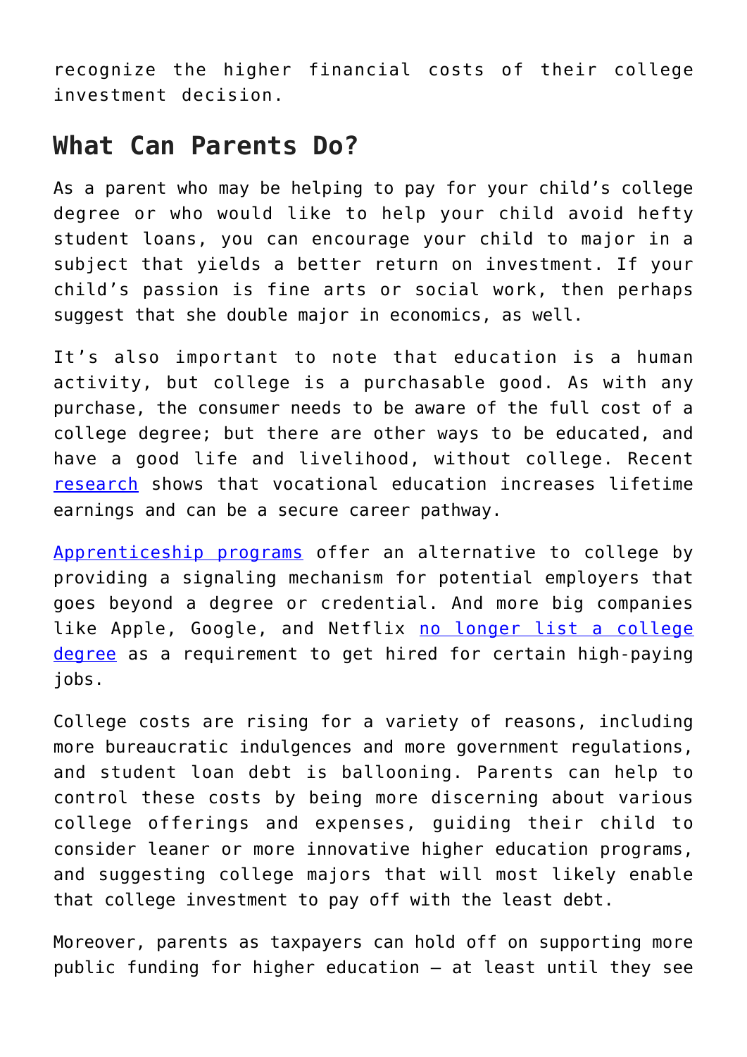recognize the higher financial costs of their college investment decision.

## What Can Parents Do?

As a parent who may be helping to pay for your child's college degree or who would like to help your child avoid hefty student loans, you can encourage your child to major in a subject that yields a better return on investment. If your child's passion is fine arts or social work, then perhaps suggest that she double major in economics, as well.

It's also important to note that education is a human activity, but college is a purchasable good. As with any purchase, the consumer needs to be aware of the full cost of a college degree; but there are other ways to be educated, and have a good life and livelihood, without college. Recent research shows that vocational education increases lifetime earnings and can be a secure career pathway.

Apprenticeship programs offer an alternative to college by providing a signaling mechanism for potential employers that goes beyond a degree or credential. And more big companies like Apple, Google, and Netflix no longer list a college degree as a requirement to get hired for certain high-paying jobs.

College costs are rising for a variety of reasons, including more bureaucratic indulgences and more government regulations, and student loan debt is ballooning. Parents can help to control these costs by being more discerning about various college offerings and expenses, guiding their child to consider leaner or more innovative higher education programs, and suggesting college majors that will most likely enable that college investment to pay off with the least debt.

Moreover, parents as taxpayers can hold off on supporting more public funding for higher education – at least until they see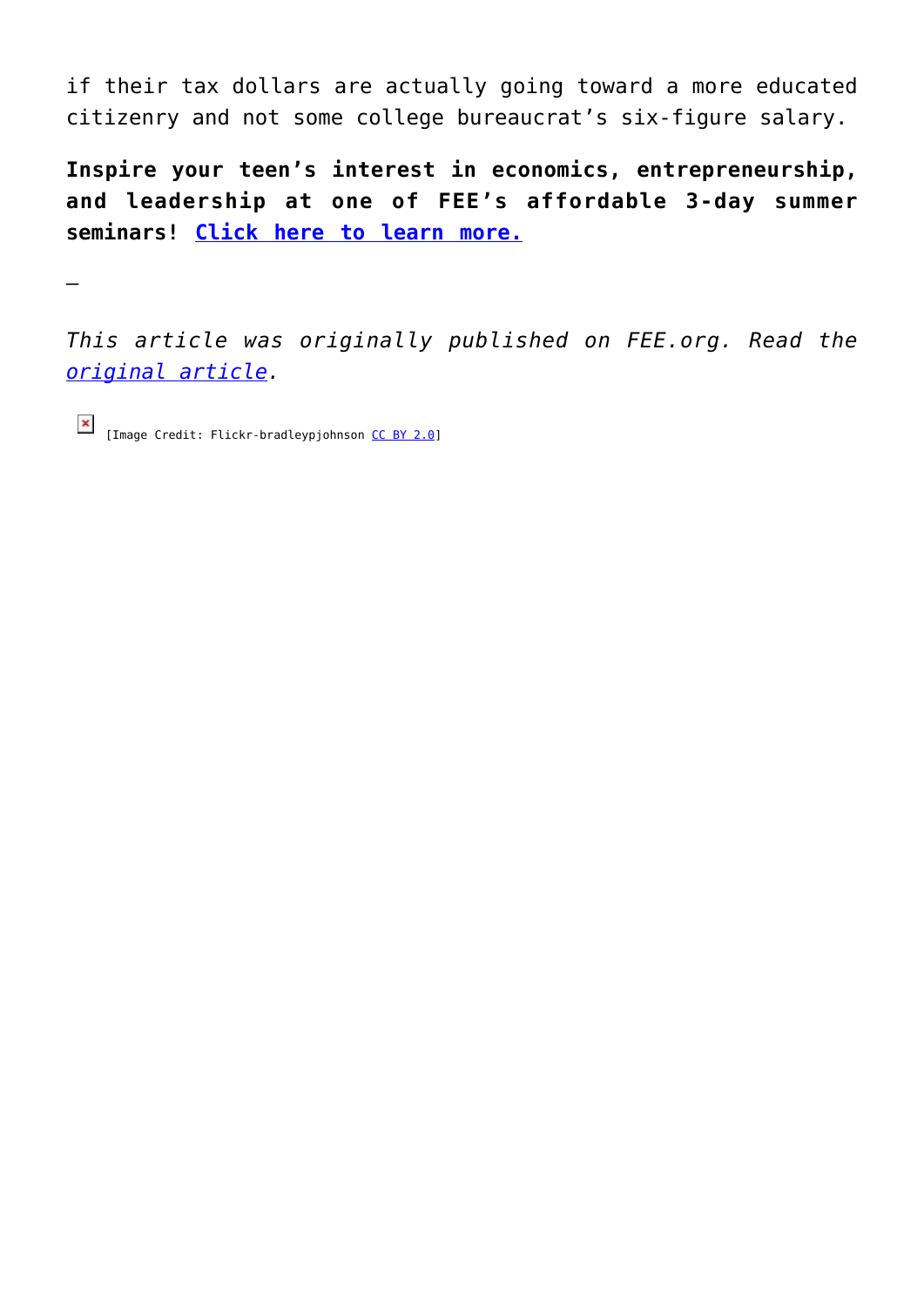if their tax dollars are actually going toward a more educated citizenry and not some college bureaucrat's six-figure salary.

**Inspire your teen's interest in economics, entrepreneurship, and leadership at one of FEE's affordable 3-day summer seminars! Click here to learn more.**

—

*This article was originally published on FEE.org. Read the original article.*

[Image Credit: Flickr-bradleypjohnson CC BY 2.0]